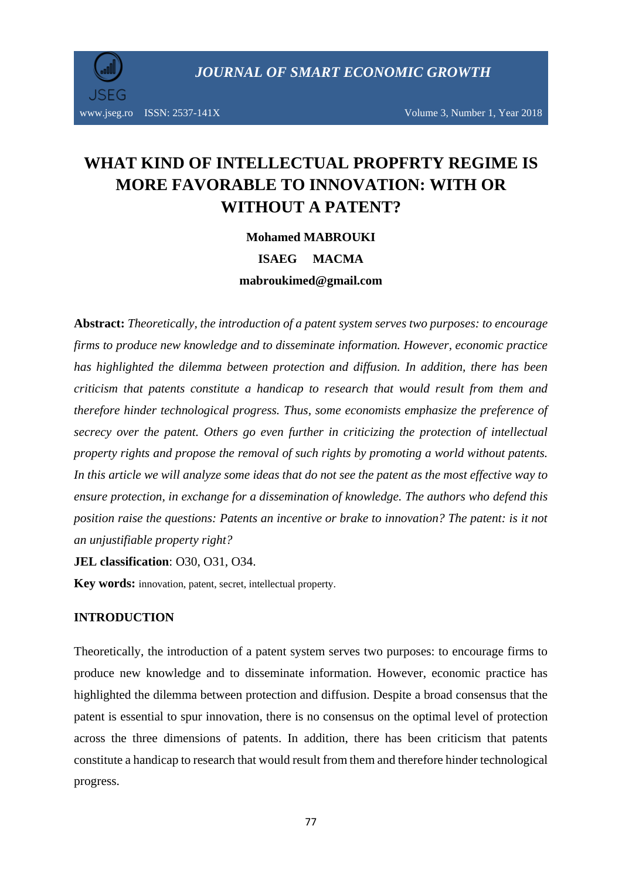# WHAT KIND OF INTELLECTUAL PROPFRTY REGIME IS MORE FAVORABLE TO INNOVATION: WITH OR WITHOUT A PATENT?

**Mohamed MABROUKI**

**ISAEG MACMA**

**mabroukimed@gmail.com**

**Abstract:** *Theoretically, the introduction of a patent system serves two purposes: to encourage firms to produce new knowledge and to disseminate information. However, economic practice has highlighted the dilemma between protection and diffusion. In addition, there has been criticism that patents constitute a handicap to research that would result from them and therefore hinder technological progress. Thus, some economists emphasize the preference of secrecy over the patent. Others go even further in criticizing the protection of intellectual property rights and propose the removal of such rights by promoting a world without patents. In this article we will analyze some ideas that do not see the patent as the most effective way to ensure protection, in exchange for a dissemination of knowledge. The authors who defend this position raise the questions: Patents an incentive or brake to innovation? The patent: is it not an unjustifiable property right?*

**JEL classification**: O30, O31, O34.

**Key words:** innovation, patent, secret, intellectual property.

## INTRODUCTION

Theoretically, the introduction of a patent system serves two purposes: to encourage firms to produce new knowledge and to disseminate information. However, economic practice has highlighted the dilemma between protection and diffusion. Despite a broad consensus that the patent is essential to spur innovation, there is no consensus on the optimal level of protection across the three dimensions of patents. In addition, there has been criticism that patents constitute a handicap to research that would result from them and therefore hinder technological progress.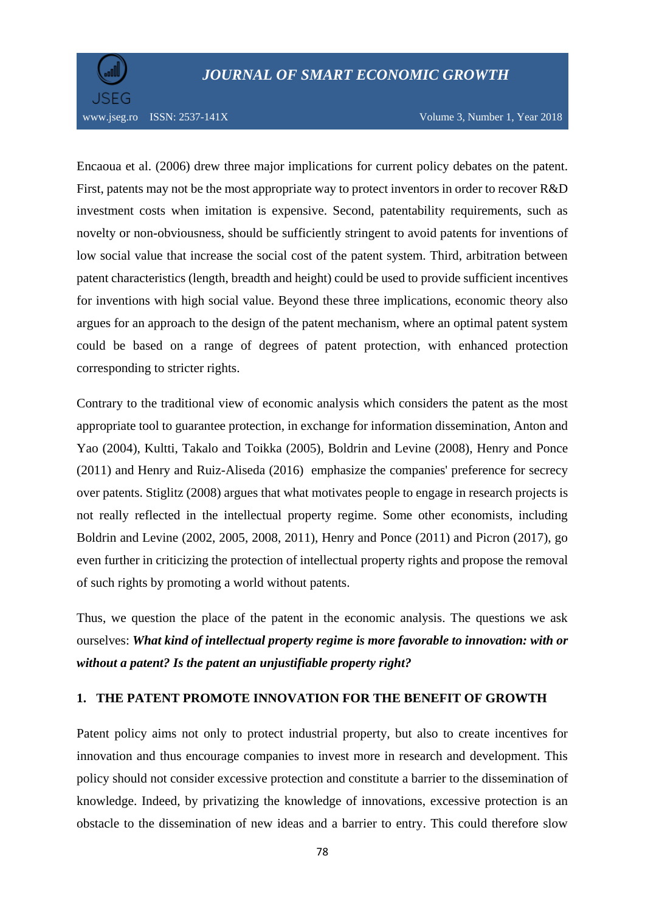Encaoua et al. (2006) drew three major implications for current policy debates on the patent. First, patents may not be the most appropriate way to protect inventors in order to recover R&D investment costs when imitation is expensive. Second, patentability requirements, such as novelty or non-obviousness, should be sufficiently stringent to avoid patents for inventions of low social value that increase the social cost of the patent system. Third, arbitration between patent characteristics (length, breadth and height) could be used to provide sufficient incentives for inventions with high social value. Beyond these three implications, economic theory also argues for an approach to the design of the patent mechanism, where an optimal patent system could be based on a range of degrees of patent protection, with enhanced protection corresponding to stricter rights.

Contrary to the traditional view of economic analysis which considers the patent as the most appropriate tool to guarantee protection, in exchange for information dissemination, Anton and Yao (2004), Kultti, Takalo and Toikka (2005), Boldrin and Levine (2008), Henry and Ponce (2011) and Henry and Ruiz-Aliseda (2016) emphasize the companies' preference for secrecy over patents. Stiglitz (2008) argues that what motivates people to engage in research projects is not really reflected in the intellectual property regime. Some other economists, including Boldrin and Levine (2002, 2005, 2008, 2011), Henry and Ponce (2011) and Picron (2017), go even further in criticizing the protection of intellectual property rights and propose the removal of such rights by promoting a world without patents.

Thus, we question the place of the patent in the economic analysis. The questions we ask ourselves: ***What kind of intellectual property regime is more favorable to innovation: with or without a patent? Is the patent an unjustifiable property right?***

## 1. THE PATENT PROMOTE INNOVATION FOR THE BENEFIT OF GROWTH

Patent policy aims not only to protect industrial property, but also to create incentives for innovation and thus encourage companies to invest more in research and development. This policy should not consider excessive protection and constitute a barrier to the dissemination of knowledge. Indeed, by privatizing the knowledge of innovations, excessive protection is an obstacle to the dissemination of new ideas and a barrier to entry. This could therefore slow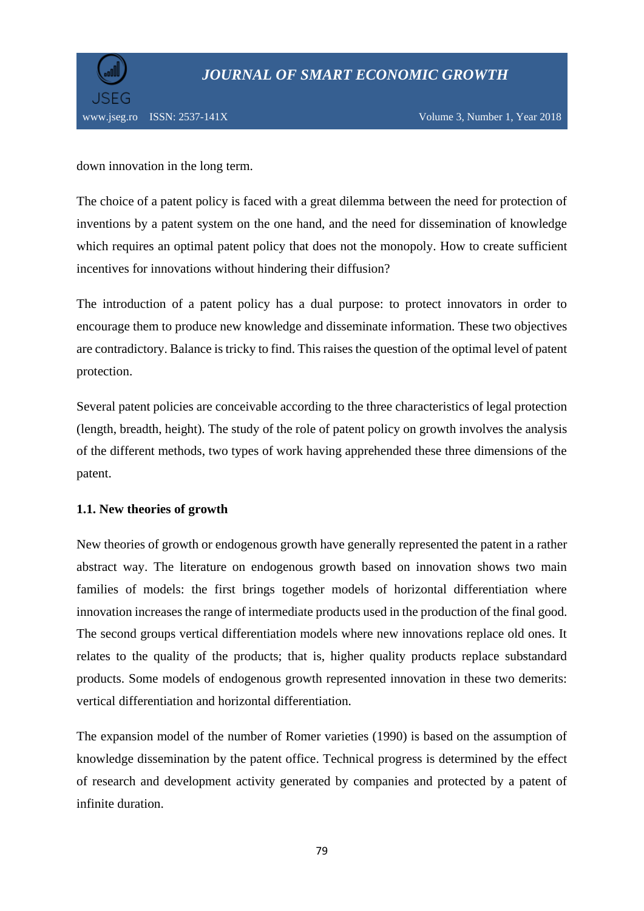down innovation in the long term.

The choice of a patent policy is faced with a great dilemma between the need for protection of inventions by a patent system on the one hand, and the need for dissemination of knowledge which requires an optimal patent policy that does not the monopoly. How to create sufficient incentives for innovations without hindering their diffusion?

The introduction of a patent policy has a dual purpose: to protect innovators in order to encourage them to produce new knowledge and disseminate information. These two objectives are contradictory. Balance is tricky to find. This raises the question of the optimal level of patent protection.

Several patent policies are conceivable according to the three characteristics of legal protection (length, breadth, height). The study of the role of patent policy on growth involves the analysis of the different methods, two types of work having apprehended these three dimensions of the patent.

### 1.1. New theories of growth

New theories of growth or endogenous growth have generally represented the patent in a rather abstract way. The literature on endogenous growth based on innovation shows two main families of models: the first brings together models of horizontal differentiation where innovation increases the range of intermediate products used in the production of the final good. The second groups vertical differentiation models where new innovations replace old ones. It relates to the quality of the products; that is, higher quality products replace substandard products. Some models of endogenous growth represented innovation in these two demerits: vertical differentiation and horizontal differentiation.

The expansion model of the number of Romer varieties (1990) is based on the assumption of knowledge dissemination by the patent office. Technical progress is determined by the effect of research and development activity generated by companies and protected by a patent of infinite duration.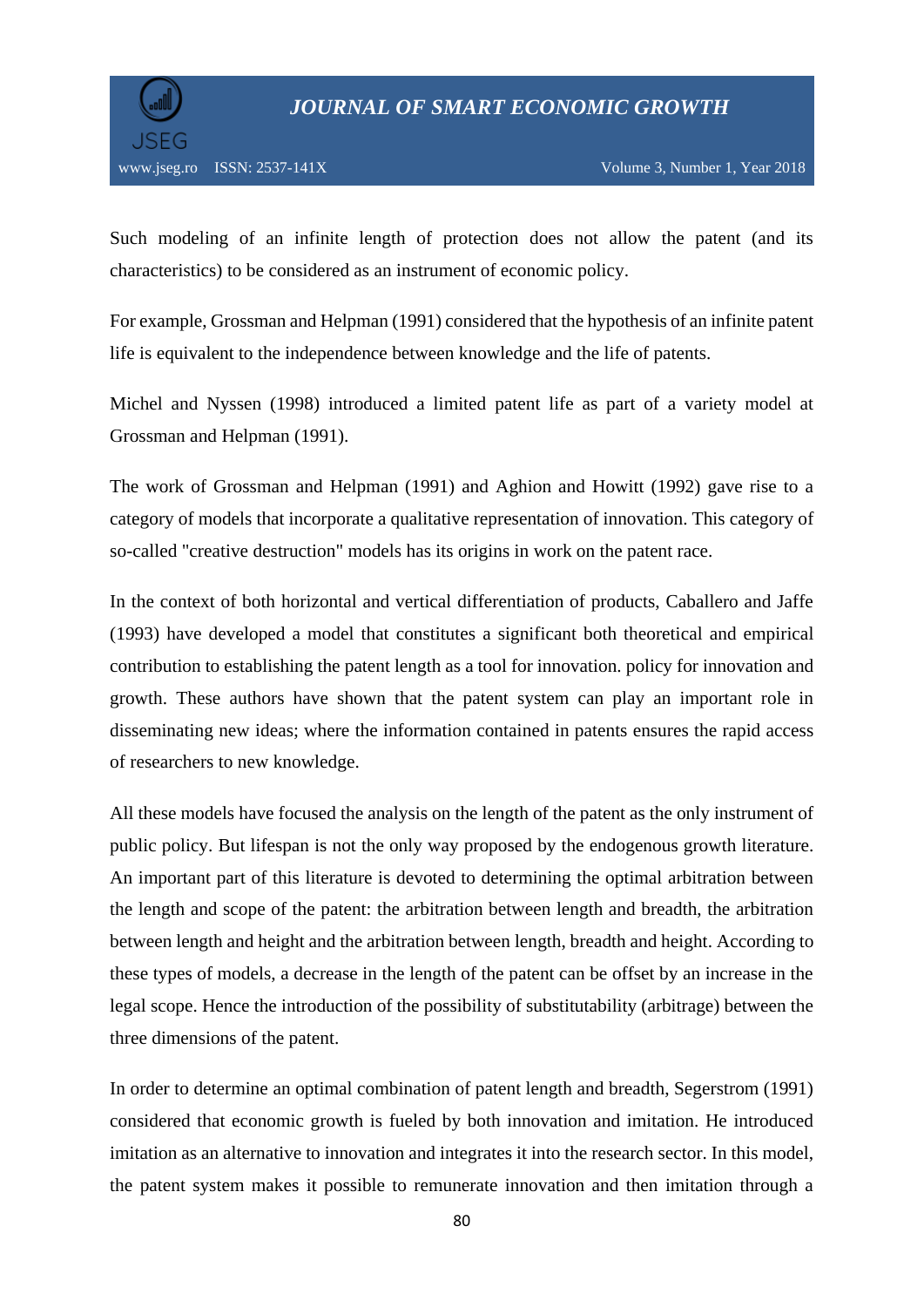Such modeling of an infinite length of protection does not allow the patent (and its characteristics) to be considered as an instrument of economic policy.

For example, Grossman and Helpman (1991) considered that the hypothesis of an infinite patent life is equivalent to the independence between knowledge and the life of patents.

Michel and Nyssen (1998) introduced a limited patent life as part of a variety model at Grossman and Helpman (1991).

The work of Grossman and Helpman (1991) and Aghion and Howitt (1992) gave rise to a category of models that incorporate a qualitative representation of innovation. This category of so-called "creative destruction" models has its origins in work on the patent race.

In the context of both horizontal and vertical differentiation of products, Caballero and Jaffe (1993) have developed a model that constitutes a significant both theoretical and empirical contribution to establishing the patent length as a tool for innovation. policy for innovation and growth. These authors have shown that the patent system can play an important role in disseminating new ideas; where the information contained in patents ensures the rapid access of researchers to new knowledge.

All these models have focused the analysis on the length of the patent as the only instrument of public policy. But lifespan is not the only way proposed by the endogenous growth literature. An important part of this literature is devoted to determining the optimal arbitration between the length and scope of the patent: the arbitration between length and breadth, the arbitration between length and height and the arbitration between length, breadth and height. According to these types of models, a decrease in the length of the patent can be offset by an increase in the legal scope. Hence the introduction of the possibility of substitutability (arbitrage) between the three dimensions of the patent.

In order to determine an optimal combination of patent length and breadth, Segerstrom (1991) considered that economic growth is fueled by both innovation and imitation. He introduced imitation as an alternative to innovation and integrates it into the research sector. In this model, the patent system makes it possible to remunerate innovation and then imitation through a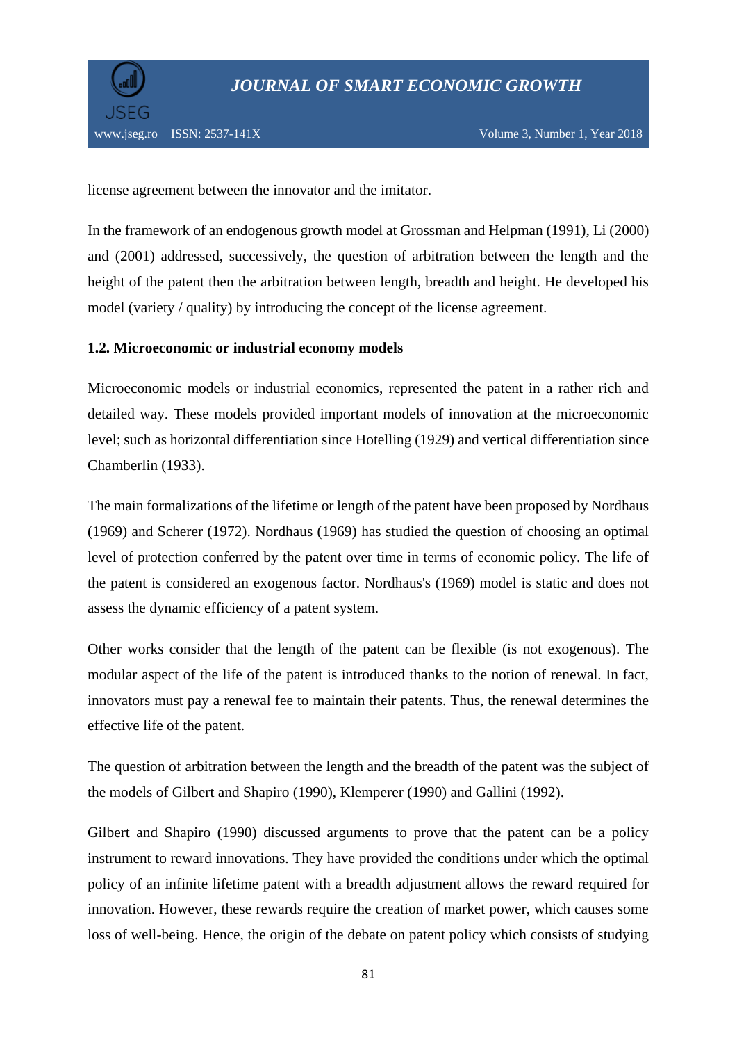license agreement between the innovator and the imitator.

In the framework of an endogenous growth model at Grossman and Helpman (1991), Li (2000) and (2001) addressed, successively, the question of arbitration between the length and the height of the patent then the arbitration between length, breadth and height. He developed his model (variety / quality) by introducing the concept of the license agreement.

### 1.2. Microeconomic or industrial economy models

Microeconomic models or industrial economics, represented the patent in a rather rich and detailed way. These models provided important models of innovation at the microeconomic level; such as horizontal differentiation since Hotelling (1929) and vertical differentiation since Chamberlin (1933).

The main formalizations of the lifetime or length of the patent have been proposed by Nordhaus (1969) and Scherer (1972). Nordhaus (1969) has studied the question of choosing an optimal level of protection conferred by the patent over time in terms of economic policy. The life of the patent is considered an exogenous factor. Nordhaus's (1969) model is static and does not assess the dynamic efficiency of a patent system.

Other works consider that the length of the patent can be flexible (is not exogenous). The modular aspect of the life of the patent is introduced thanks to the notion of renewal. In fact, innovators must pay a renewal fee to maintain their patents. Thus, the renewal determines the effective life of the patent.

The question of arbitration between the length and the breadth of the patent was the subject of the models of Gilbert and Shapiro (1990), Klemperer (1990) and Gallini (1992).

Gilbert and Shapiro (1990) discussed arguments to prove that the patent can be a policy instrument to reward innovations. They have provided the conditions under which the optimal policy of an infinite lifetime patent with a breadth adjustment allows the reward required for innovation. However, these rewards require the creation of market power, which causes some loss of well-being. Hence, the origin of the debate on patent policy which consists of studying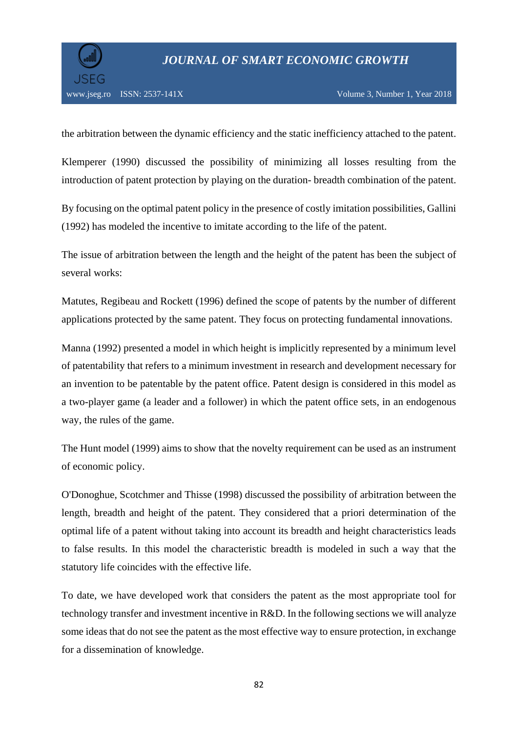the arbitration between the dynamic efficiency and the static inefficiency attached to the patent.

Klemperer (1990) discussed the possibility of minimizing all losses resulting from the introduction of patent protection by playing on the duration- breadth combination of the patent.

By focusing on the optimal patent policy in the presence of costly imitation possibilities, Gallini (1992) has modeled the incentive to imitate according to the life of the patent.

The issue of arbitration between the length and the height of the patent has been the subject of several works:

Matutes, Regibeau and Rockett (1996) defined the scope of patents by the number of different applications protected by the same patent. They focus on protecting fundamental innovations.

Manna (1992) presented a model in which height is implicitly represented by a minimum level of patentability that refers to a minimum investment in research and development necessary for an invention to be patentable by the patent office. Patent design is considered in this model as a two-player game (a leader and a follower) in which the patent office sets, in an endogenous way, the rules of the game.

The Hunt model (1999) aims to show that the novelty requirement can be used as an instrument of economic policy.

O'Donoghue, Scotchmer and Thisse (1998) discussed the possibility of arbitration between the length, breadth and height of the patent. They considered that a priori determination of the optimal life of a patent without taking into account its breadth and height characteristics leads to false results. In this model the characteristic breadth is modeled in such a way that the statutory life coincides with the effective life.

To date, we have developed work that considers the patent as the most appropriate tool for technology transfer and investment incentive in R&D. In the following sections we will analyze some ideas that do not see the patent as the most effective way to ensure protection, in exchange for a dissemination of knowledge.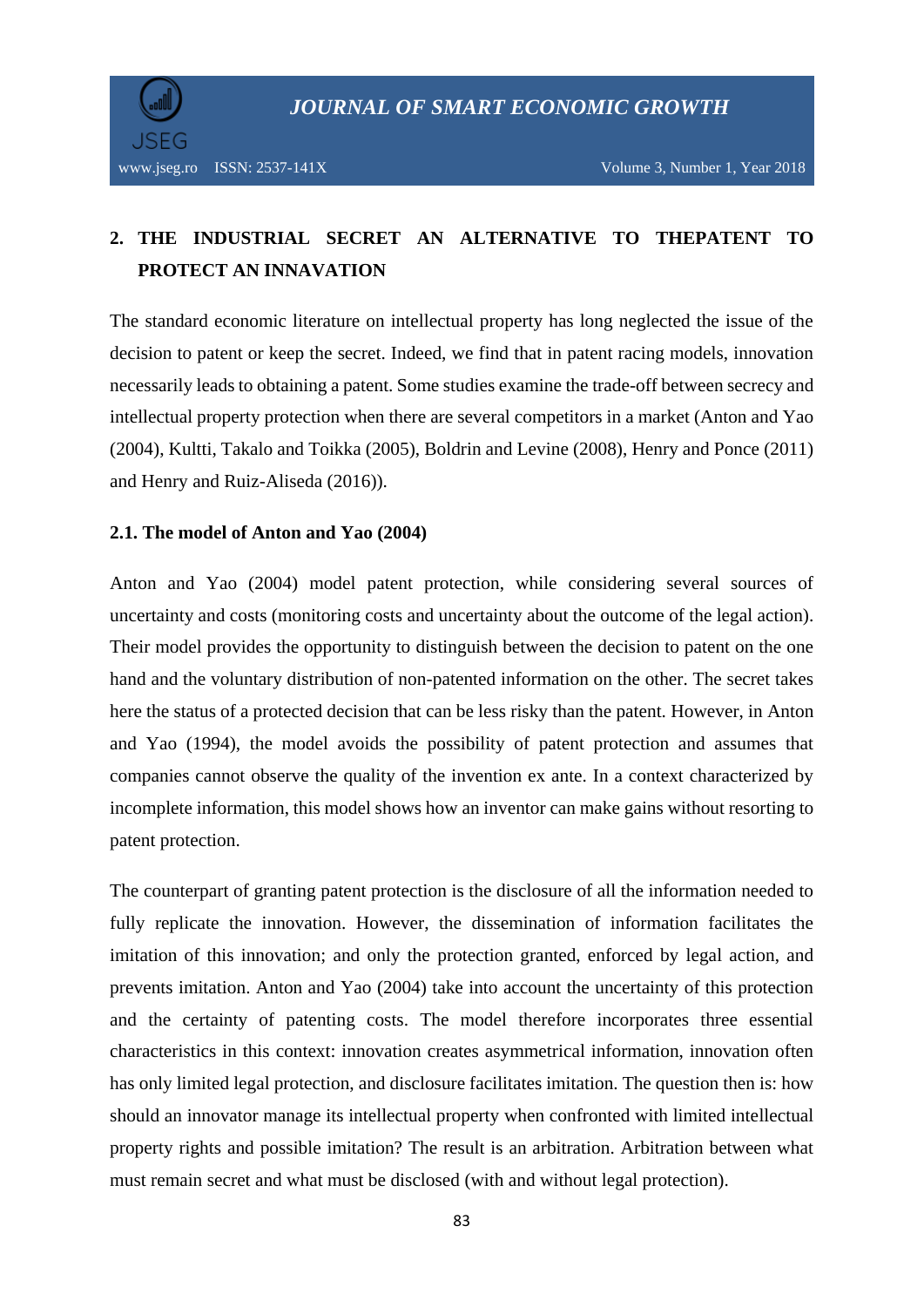## 2. THE INDUSTRIAL SECRET AN ALTERNATIVE TO THEPATENT TO PROTECT AN INNAVATION

The standard economic literature on intellectual property has long neglected the issue of the decision to patent or keep the secret. Indeed, we find that in patent racing models, innovation necessarily leads to obtaining a patent. Some studies examine the trade-off between secrecy and intellectual property protection when there are several competitors in a market (Anton and Yao (2004), Kultti, Takalo and Toikka (2005), Boldrin and Levine (2008), Henry and Ponce (2011) and Henry and Ruiz-Aliseda (2016)).

### 2.1. The model of Anton and Yao (2004)

Anton and Yao (2004) model patent protection, while considering several sources of uncertainty and costs (monitoring costs and uncertainty about the outcome of the legal action). Their model provides the opportunity to distinguish between the decision to patent on the one hand and the voluntary distribution of non-patented information on the other. The secret takes here the status of a protected decision that can be less risky than the patent. However, in Anton and Yao (1994), the model avoids the possibility of patent protection and assumes that companies cannot observe the quality of the invention ex ante. In a context characterized by incomplete information, this model shows how an inventor can make gains without resorting to patent protection.

The counterpart of granting patent protection is the disclosure of all the information needed to fully replicate the innovation. However, the dissemination of information facilitates the imitation of this innovation; and only the protection granted, enforced by legal action, and prevents imitation. Anton and Yao (2004) take into account the uncertainty of this protection and the certainty of patenting costs. The model therefore incorporates three essential characteristics in this context: innovation creates asymmetrical information, innovation often has only limited legal protection, and disclosure facilitates imitation. The question then is: how should an innovator manage its intellectual property when confronted with limited intellectual property rights and possible imitation? The result is an arbitration. Arbitration between what must remain secret and what must be disclosed (with and without legal protection).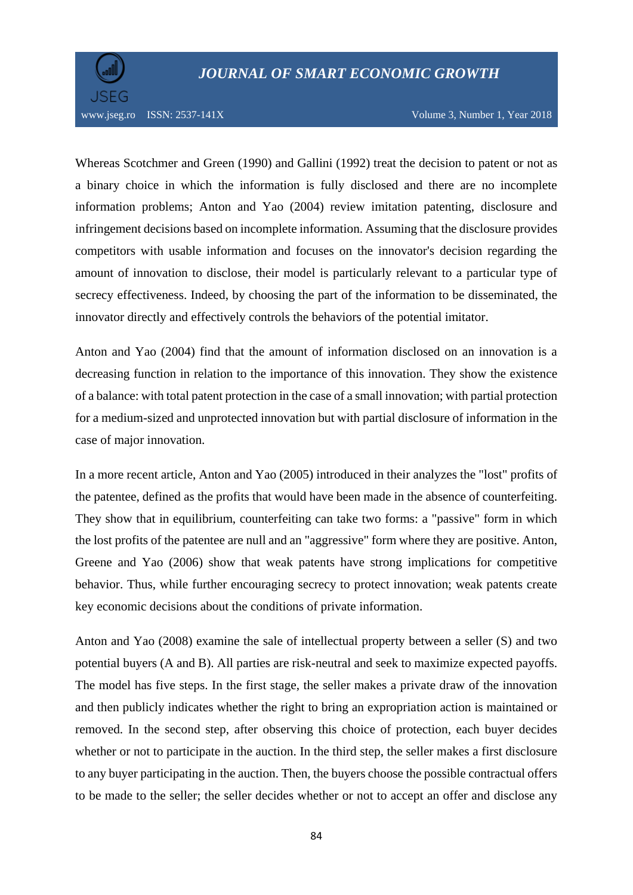Whereas Scotchmer and Green (1990) and Gallini (1992) treat the decision to patent or not as a binary choice in which the information is fully disclosed and there are no incomplete information problems; Anton and Yao (2004) review imitation patenting, disclosure and infringement decisions based on incomplete information. Assuming that the disclosure provides competitors with usable information and focuses on the innovator's decision regarding the amount of innovation to disclose, their model is particularly relevant to a particular type of secrecy effectiveness. Indeed, by choosing the part of the information to be disseminated, the innovator directly and effectively controls the behaviors of the potential imitator.

Anton and Yao (2004) find that the amount of information disclosed on an innovation is a decreasing function in relation to the importance of this innovation. They show the existence of a balance: with total patent protection in the case of a small innovation; with partial protection for a medium-sized and unprotected innovation but with partial disclosure of information in the case of major innovation.

In a more recent article, Anton and Yao (2005) introduced in their analyzes the "lost" profits of the patentee, defined as the profits that would have been made in the absence of counterfeiting. They show that in equilibrium, counterfeiting can take two forms: a "passive" form in which the lost profits of the patentee are null and an "aggressive" form where they are positive. Anton, Greene and Yao (2006) show that weak patents have strong implications for competitive behavior. Thus, while further encouraging secrecy to protect innovation; weak patents create key economic decisions about the conditions of private information.

Anton and Yao (2008) examine the sale of intellectual property between a seller (S) and two potential buyers (A and B). All parties are risk-neutral and seek to maximize expected payoffs. The model has five steps. In the first stage, the seller makes a private draw of the innovation and then publicly indicates whether the right to bring an expropriation action is maintained or removed. In the second step, after observing this choice of protection, each buyer decides whether or not to participate in the auction. In the third step, the seller makes a first disclosure to any buyer participating in the auction. Then, the buyers choose the possible contractual offers to be made to the seller; the seller decides whether or not to accept an offer and disclose any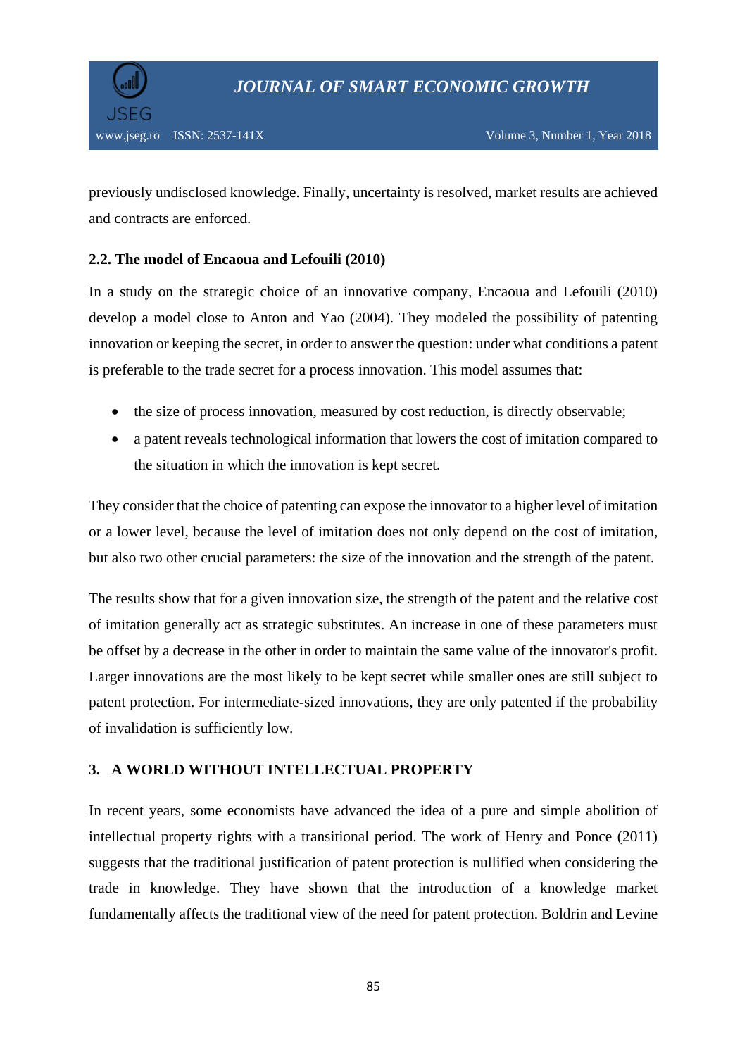previously undisclosed knowledge. Finally, uncertainty is resolved, market results are achieved and contracts are enforced.

### 2.2. The model of Encaoua and Lefouili (2010)

In a study on the strategic choice of an innovative company, Encaoua and Lefouili (2010) develop a model close to Anton and Yao (2004). They modeled the possibility of patenting innovation or keeping the secret, in order to answer the question: under what conditions a patent is preferable to the trade secret for a process innovation. This model assumes that:

- the size of process innovation, measured by cost reduction, is directly observable;
- a patent reveals technological information that lowers the cost of imitation compared to the situation in which the innovation is kept secret.

They consider that the choice of patenting can expose the innovator to a higher level of imitation or a lower level, because the level of imitation does not only depend on the cost of imitation, but also two other crucial parameters: the size of the innovation and the strength of the patent.

The results show that for a given innovation size, the strength of the patent and the relative cost of imitation generally act as strategic substitutes. An increase in one of these parameters must be offset by a decrease in the other in order to maintain the same value of the innovator's profit. Larger innovations are the most likely to be kept secret while smaller ones are still subject to patent protection. For intermediate-sized innovations, they are only patented if the probability of invalidation is sufficiently low.

## 3. A WORLD WITHOUT INTELLECTUAL PROPERTY

In recent years, some economists have advanced the idea of a pure and simple abolition of intellectual property rights with a transitional period. The work of Henry and Ponce (2011) suggests that the traditional justification of patent protection is nullified when considering the trade in knowledge. They have shown that the introduction of a knowledge market fundamentally affects the traditional view of the need for patent protection. Boldrin and Levine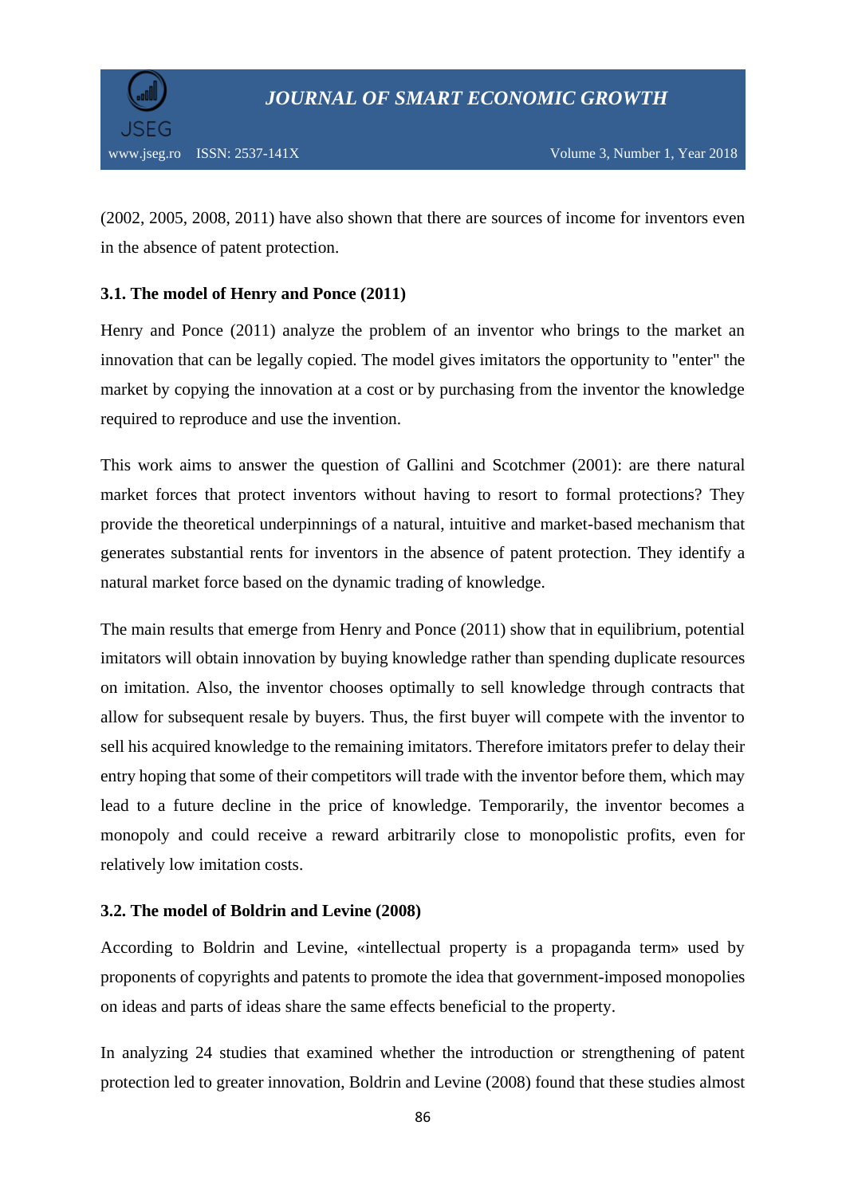(2002, 2005, 2008, 2011) have also shown that there are sources of income for inventors even in the absence of patent protection.

### 3.1. The model of Henry and Ponce (2011)

Henry and Ponce (2011) analyze the problem of an inventor who brings to the market an innovation that can be legally copied. The model gives imitators the opportunity to "enter" the market by copying the innovation at a cost or by purchasing from the inventor the knowledge required to reproduce and use the invention.

This work aims to answer the question of Gallini and Scotchmer (2001): are there natural market forces that protect inventors without having to resort to formal protections? They provide the theoretical underpinnings of a natural, intuitive and market-based mechanism that generates substantial rents for inventors in the absence of patent protection. They identify a natural market force based on the dynamic trading of knowledge.

The main results that emerge from Henry and Ponce (2011) show that in equilibrium, potential imitators will obtain innovation by buying knowledge rather than spending duplicate resources on imitation. Also, the inventor chooses optimally to sell knowledge through contracts that allow for subsequent resale by buyers. Thus, the first buyer will compete with the inventor to sell his acquired knowledge to the remaining imitators. Therefore imitators prefer to delay their entry hoping that some of their competitors will trade with the inventor before them, which may lead to a future decline in the price of knowledge. Temporarily, the inventor becomes a monopoly and could receive a reward arbitrarily close to monopolistic profits, even for relatively low imitation costs.

### 3.2. The model of Boldrin and Levine (2008)

According to Boldrin and Levine, «intellectual property is a propaganda term» used by proponents of copyrights and patents to promote the idea that government-imposed monopolies on ideas and parts of ideas share the same effects beneficial to the property.

In analyzing 24 studies that examined whether the introduction or strengthening of patent protection led to greater innovation, Boldrin and Levine (2008) found that these studies almost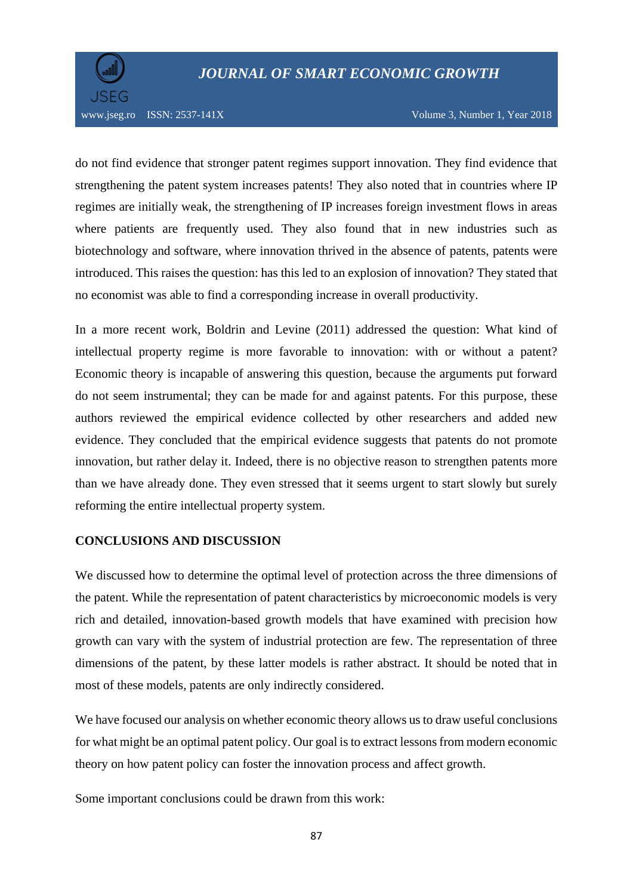do not find evidence that stronger patent regimes support innovation. They find evidence that strengthening the patent system increases patents! They also noted that in countries where IP regimes are initially weak, the strengthening of IP increases foreign investment flows in areas where patients are frequently used. They also found that in new industries such as biotechnology and software, where innovation thrived in the absence of patents, patents were introduced. This raises the question: has this led to an explosion of innovation? They stated that no economist was able to find a corresponding increase in overall productivity.

In a more recent work, Boldrin and Levine (2011) addressed the question: What kind of intellectual property regime is more favorable to innovation: with or without a patent? Economic theory is incapable of answering this question, because the arguments put forward do not seem instrumental; they can be made for and against patents. For this purpose, these authors reviewed the empirical evidence collected by other researchers and added new evidence. They concluded that the empirical evidence suggests that patents do not promote innovation, but rather delay it. Indeed, there is no objective reason to strengthen patents more than we have already done. They even stressed that it seems urgent to start slowly but surely reforming the entire intellectual property system.

## CONCLUSIONS AND DISCUSSION

We discussed how to determine the optimal level of protection across the three dimensions of the patent. While the representation of patent characteristics by microeconomic models is very rich and detailed, innovation-based growth models that have examined with precision how growth can vary with the system of industrial protection are few. The representation of three dimensions of the patent, by these latter models is rather abstract. It should be noted that in most of these models, patents are only indirectly considered.

We have focused our analysis on whether economic theory allows us to draw useful conclusions for what might be an optimal patent policy. Our goal is to extract lessons from modern economic theory on how patent policy can foster the innovation process and affect growth.

Some important conclusions could be drawn from this work: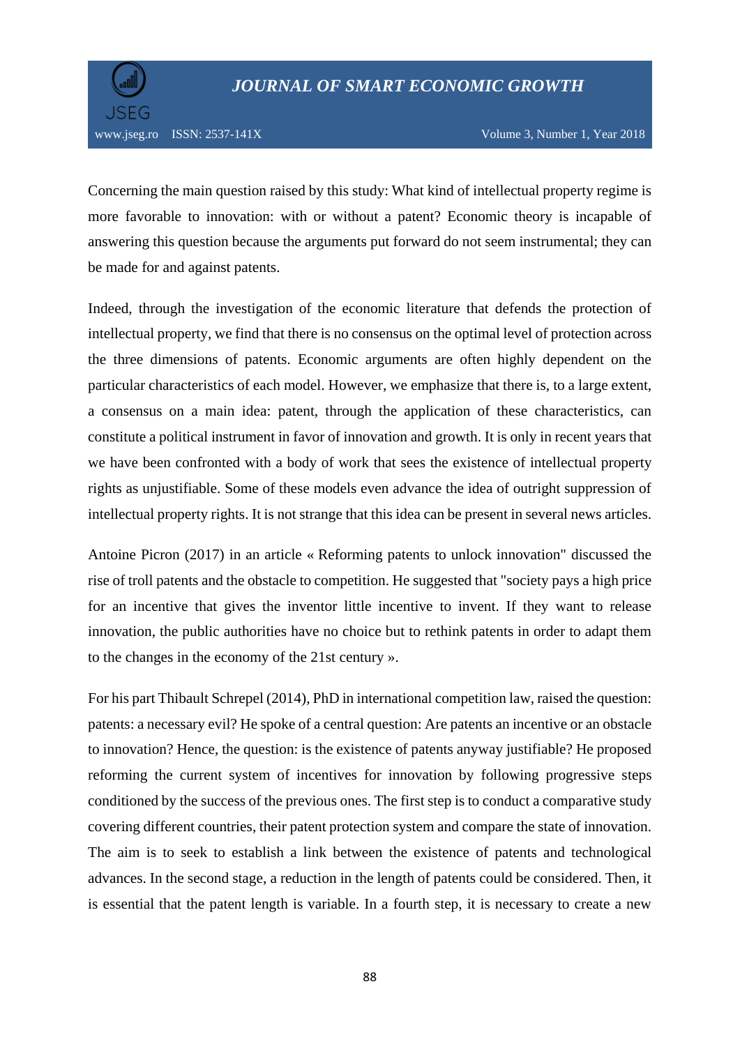Concerning the main question raised by this study: What kind of intellectual property regime is more favorable to innovation: with or without a patent? Economic theory is incapable of answering this question because the arguments put forward do not seem instrumental; they can be made for and against patents.

Indeed, through the investigation of the economic literature that defends the protection of intellectual property, we find that there is no consensus on the optimal level of protection across the three dimensions of patents. Economic arguments are often highly dependent on the particular characteristics of each model. However, we emphasize that there is, to a large extent, a consensus on a main idea: patent, through the application of these characteristics, can constitute a political instrument in favor of innovation and growth. It is only in recent years that we have been confronted with a body of work that sees the existence of intellectual property rights as unjustifiable. Some of these models even advance the idea of outright suppression of intellectual property rights. It is not strange that this idea can be present in several news articles.

Antoine Picron (2017) in an article « Reforming patents to unlock innovation" discussed the rise of troll patents and the obstacle to competition. He suggested that "society pays a high price for an incentive that gives the inventor little incentive to invent. If they want to release innovation, the public authorities have no choice but to rethink patents in order to adapt them to the changes in the economy of the 21st century ».

For his part Thibault Schrepel (2014), PhD in international competition law, raised the question: patents: a necessary evil? He spoke of a central question: Are patents an incentive or an obstacle to innovation? Hence, the question: is the existence of patents anyway justifiable? He proposed reforming the current system of incentives for innovation by following progressive steps conditioned by the success of the previous ones. The first step is to conduct a comparative study covering different countries, their patent protection system and compare the state of innovation. The aim is to seek to establish a link between the existence of patents and technological advances. In the second stage, a reduction in the length of patents could be considered. Then, it is essential that the patent length is variable. In a fourth step, it is necessary to create a new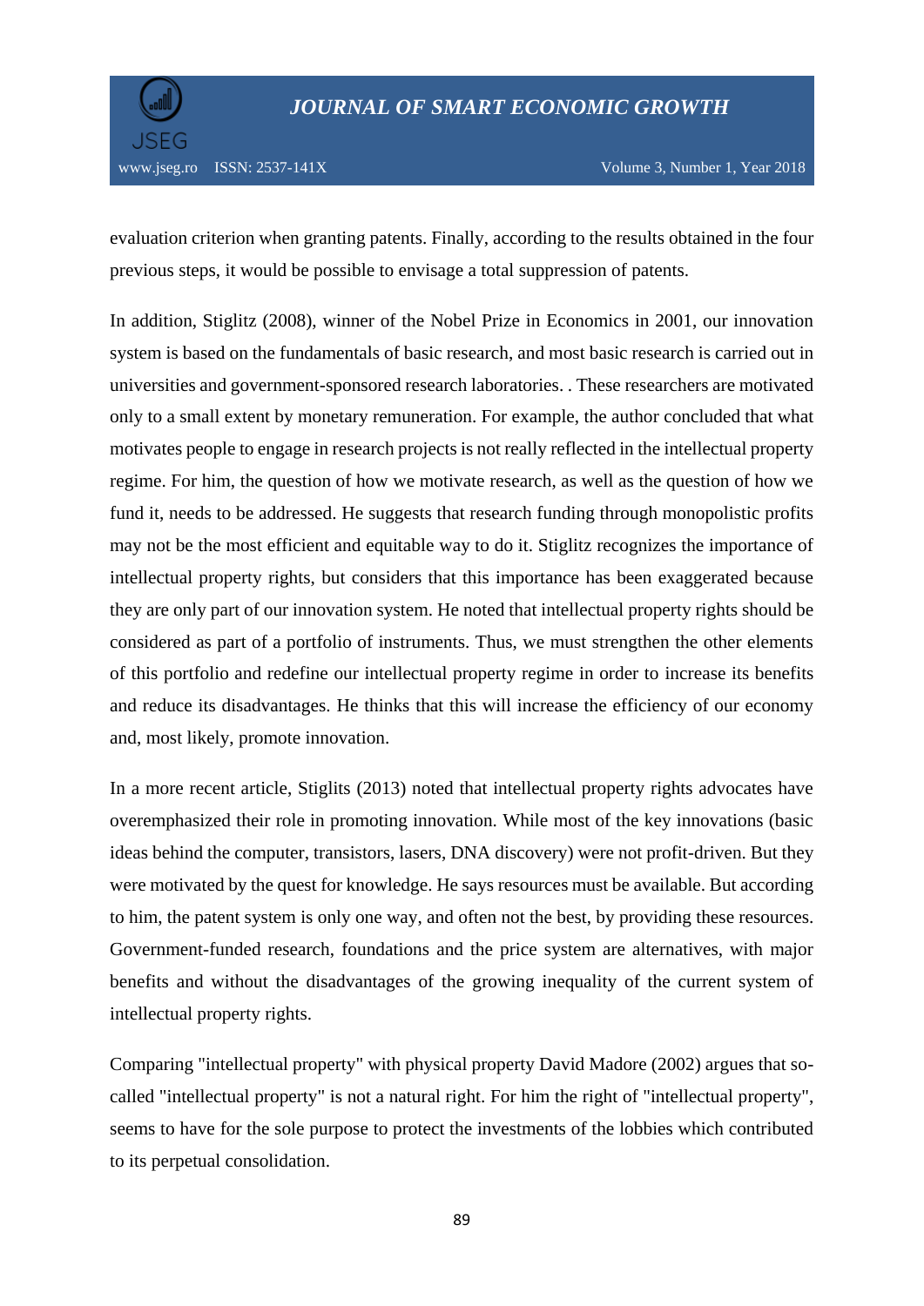evaluation criterion when granting patents. Finally, according to the results obtained in the four previous steps, it would be possible to envisage a total suppression of patents.

In addition, Stiglitz (2008), winner of the Nobel Prize in Economics in 2001, our innovation system is based on the fundamentals of basic research, and most basic research is carried out in universities and government-sponsored research laboratories. . These researchers are motivated only to a small extent by monetary remuneration. For example, the author concluded that what motivates people to engage in research projects is not really reflected in the intellectual property regime. For him, the question of how we motivate research, as well as the question of how we fund it, needs to be addressed. He suggests that research funding through monopolistic profits may not be the most efficient and equitable way to do it. Stiglitz recognizes the importance of intellectual property rights, but considers that this importance has been exaggerated because they are only part of our innovation system. He noted that intellectual property rights should be considered as part of a portfolio of instruments. Thus, we must strengthen the other elements of this portfolio and redefine our intellectual property regime in order to increase its benefits and reduce its disadvantages. He thinks that this will increase the efficiency of our economy and, most likely, promote innovation.

In a more recent article, Stiglits (2013) noted that intellectual property rights advocates have overemphasized their role in promoting innovation. While most of the key innovations (basic ideas behind the computer, transistors, lasers, DNA discovery) were not profit-driven. But they were motivated by the quest for knowledge. He says resources must be available. But according to him, the patent system is only one way, and often not the best, by providing these resources. Government-funded research, foundations and the price system are alternatives, with major benefits and without the disadvantages of the growing inequality of the current system of intellectual property rights.

Comparing "intellectual property" with physical property David Madore (2002) argues that so-called "intellectual property" is not a natural right. For him the right of "intellectual property", seems to have for the sole purpose to protect the investments of the lobbies which contributed to its perpetual consolidation.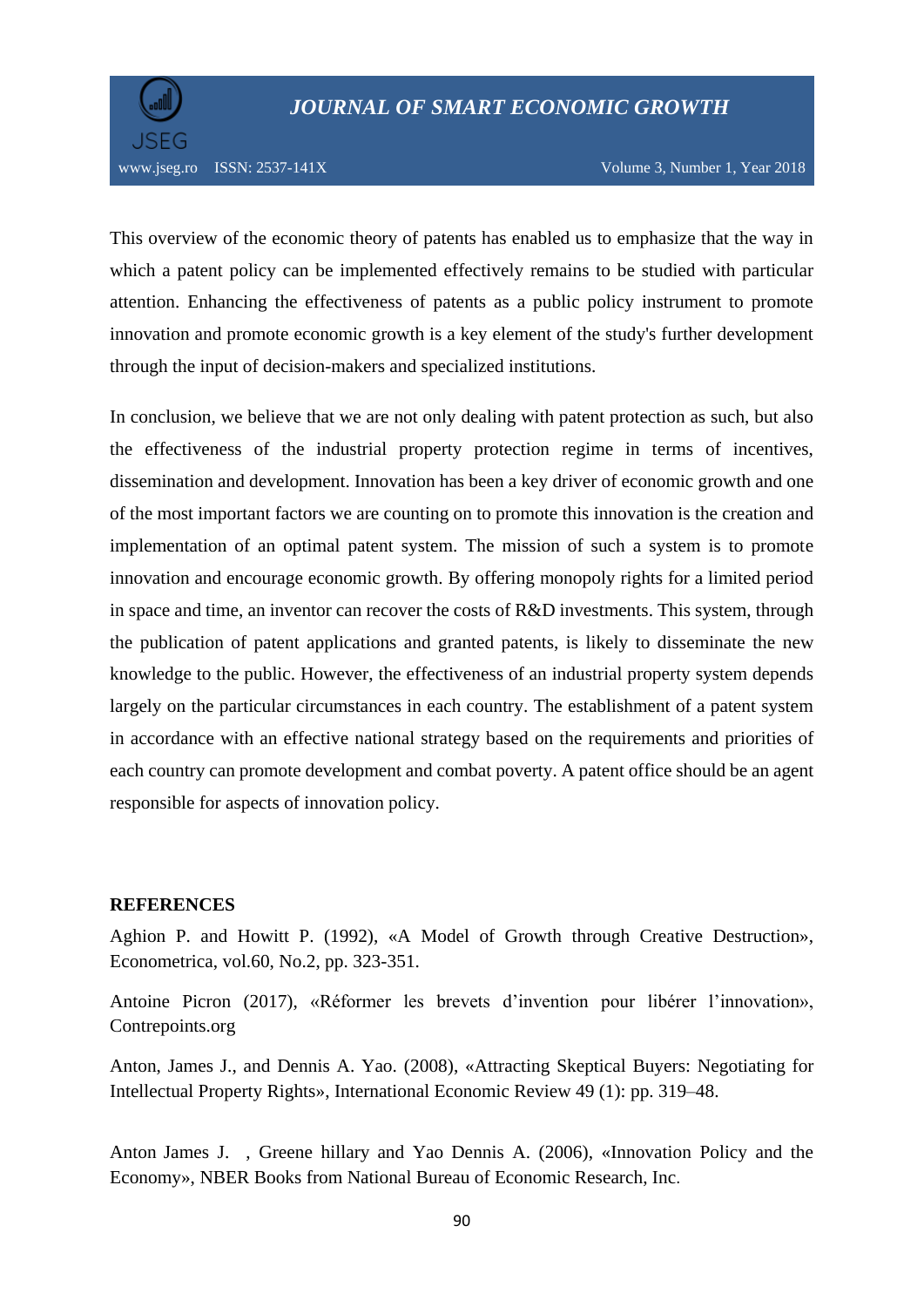This overview of the economic theory of patents has enabled us to emphasize that the way in which a patent policy can be implemented effectively remains to be studied with particular attention. Enhancing the effectiveness of patents as a public policy instrument to promote innovation and promote economic growth is a key element of the study's further development through the input of decision-makers and specialized institutions.

In conclusion, we believe that we are not only dealing with patent protection as such, but also the effectiveness of the industrial property protection regime in terms of incentives, dissemination and development. Innovation has been a key driver of economic growth and one of the most important factors we are counting on to promote this innovation is the creation and implementation of an optimal patent system. The mission of such a system is to promote innovation and encourage economic growth. By offering monopoly rights for a limited period in space and time, an inventor can recover the costs of R&D investments. This system, through the publication of patent applications and granted patents, is likely to disseminate the new knowledge to the public. However, the effectiveness of an industrial property system depends largely on the particular circumstances in each country. The establishment of a patent system in accordance with an effective national strategy based on the requirements and priorities of each country can promote development and combat poverty. A patent office should be an agent responsible for aspects of innovation policy.

## REFERENCES

Aghion P. and Howitt P. (1992), «A Model of Growth through Creative Destruction», Econometrica, vol.60, No.2, pp. 323-351.

Antoine Picron (2017), «Réformer les brevets d'invention pour libérer l'innovation», Contrepoints.org

Anton, James J., and Dennis A. Yao. (2008), «Attracting Skeptical Buyers: Negotiating for Intellectual Property Rights», International Economic Review 49 (1): pp. 319–48.

Anton James J. , Greene hillary and Yao Dennis A. (2006), «Innovation Policy and the Economy», NBER Books from National Bureau of Economic Research, Inc.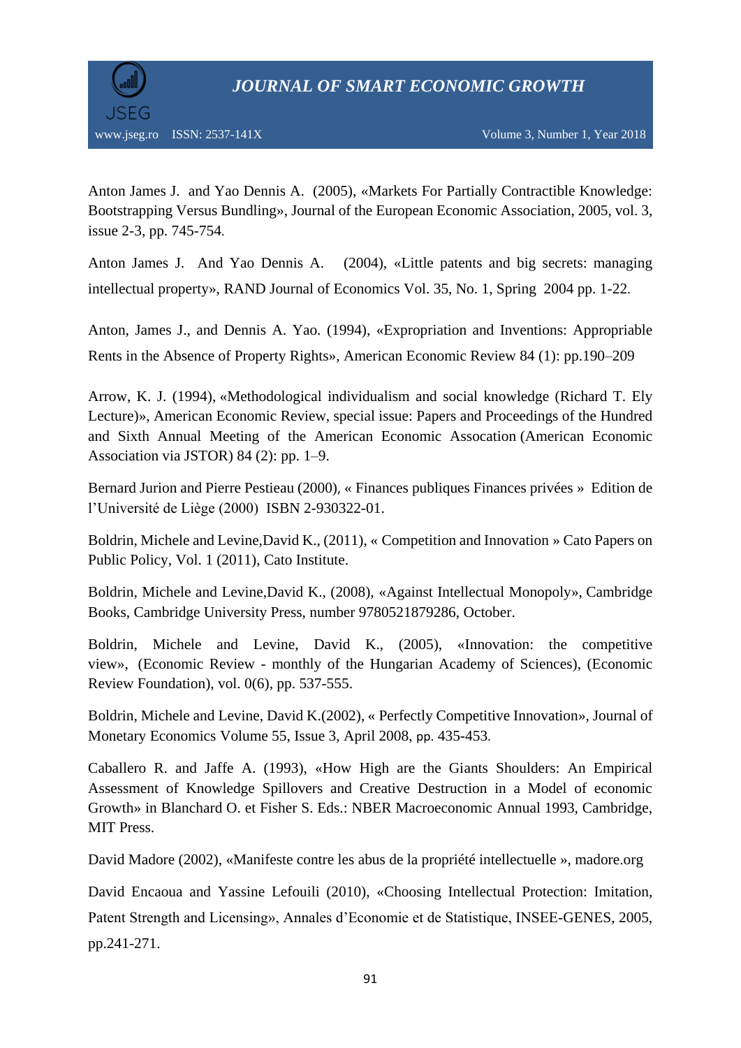Anton James J.  and Yao Dennis A.  (2005), «Markets For Partially Contractible Knowledge: Bootstrapping Versus Bundling», Journal of the European Economic Association, 2005, vol. 3, issue 2-3, pp. 745-754.

Anton James J.  And Yao Dennis A.  (2004), «Little patents and big secrets: managing intellectual property», RAND Journal of Economics Vol. 35, No. 1, Spring 2004 pp. 1-22.

Anton, James J., and Dennis A. Yao. (1994), «Expropriation and Inventions: Appropriable Rents in the Absence of Property Rights», American Economic Review 84 (1): pp.190–209

Arrow, K. J. (1994), «Methodological individualism and social knowledge (Richard T. Ely Lecture)», American Economic Review, special issue: Papers and Proceedings of the Hundred and Sixth Annual Meeting of the American Economic Assocation (American Economic Association via JSTOR) 84 (2): pp. 1–9.

Bernard Jurion and Pierre Pestieau (2000), « Finances publiques Finances privées » Edition de l'Université de Liège (2000) ISBN 2-930322-01.

Boldrin, Michele and Levine,David K., (2011), « Competition and Innovation » Cato Papers on Public Policy, Vol. 1 (2011), Cato Institute.

Boldrin, Michele and Levine,David K., (2008), «Against Intellectual Monopoly», Cambridge Books, Cambridge University Press, number 9780521879286, October.

Boldrin, Michele and Levine, David K., (2005), «Innovation: the competitive view», (Economic Review - monthly of the Hungarian Academy of Sciences), (Economic Review Foundation), vol. 0(6), pp. 537-555.

Boldrin, Michele and Levine, David K.(2002), « Perfectly Competitive Innovation», Journal of Monetary Economics Volume 55, Issue 3, April 2008, pp. 435-453.

Caballero R. and Jaffe A. (1993), «How High are the Giants Shoulders: An Empirical Assessment of Knowledge Spillovers and Creative Destruction in a Model of economic Growth» in Blanchard O. et Fisher S. Eds.: NBER Macroeconomic Annual 1993, Cambridge, MIT Press.

David Madore (2002), «Manifeste contre les abus de la propriété intellectuelle », madore.org

David Encaoua and Yassine Lefouili (2010), «Choosing Intellectual Protection: Imitation, Patent Strength and Licensing», Annales d'Economie et de Statistique, INSEE-GENES, 2005, pp.241-271.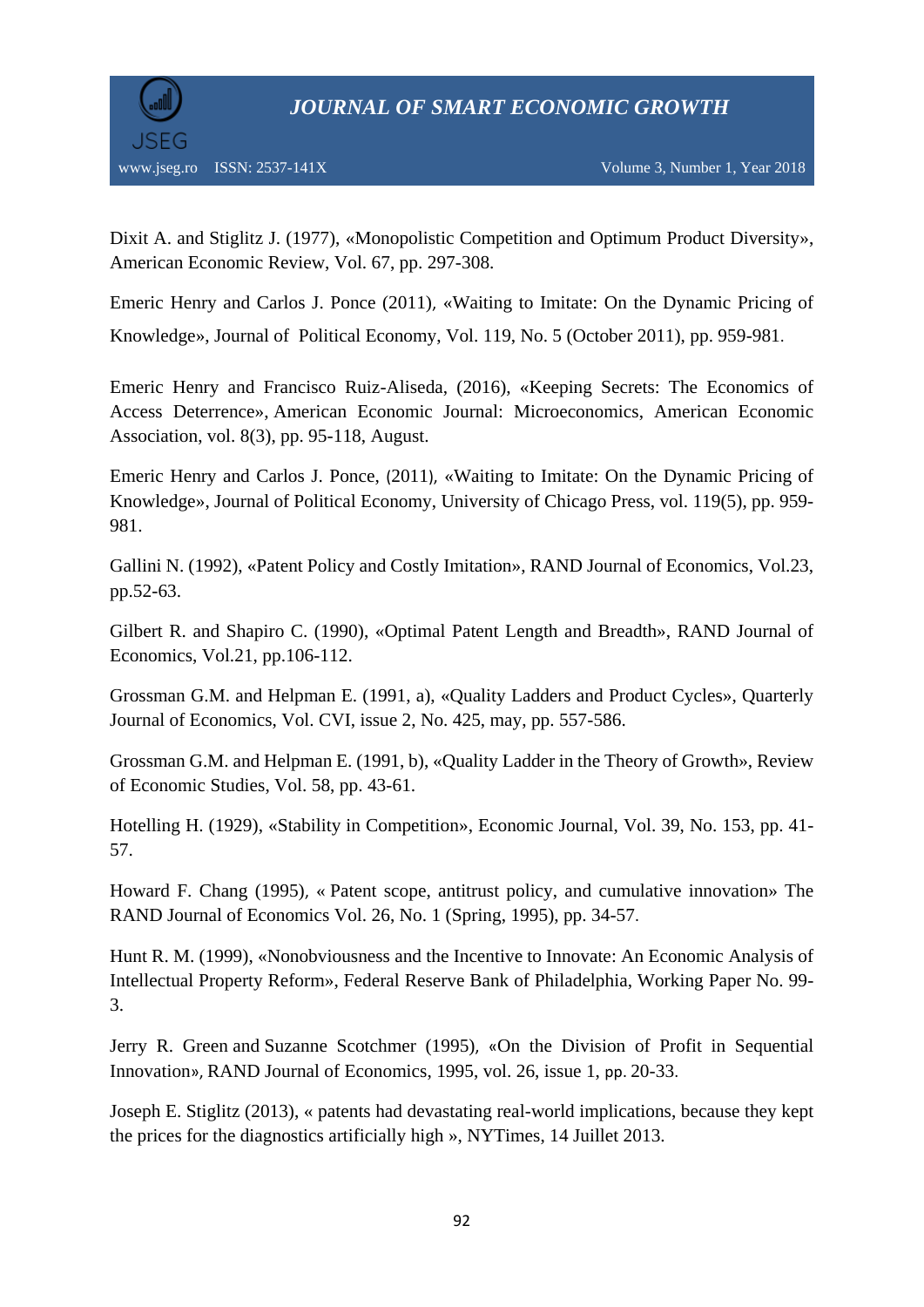Dixit A. and Stiglitz J. (1977), «Monopolistic Competition and Optimum Product Diversity», American Economic Review, Vol. 67, pp. 297-308.

Emeric Henry and Carlos J. Ponce (2011), «Waiting to Imitate: On the Dynamic Pricing of Knowledge», Journal of Political Economy, Vol. 119, No. 5 (October 2011), pp. 959-981.

Emeric Henry and Francisco Ruiz-Aliseda, (2016), «Keeping Secrets: The Economics of Access Deterrence», American Economic Journal: Microeconomics, American Economic Association, vol. 8(3), pp. 95-118, August.

Emeric Henry and Carlos J. Ponce, (2011), «Waiting to Imitate: On the Dynamic Pricing of Knowledge», Journal of Political Economy, University of Chicago Press, vol. 119(5), pp. 959-981.

Gallini N. (1992), «Patent Policy and Costly Imitation», RAND Journal of Economics, Vol.23, pp.52-63.

Gilbert R. and Shapiro C. (1990), «Optimal Patent Length and Breadth», RAND Journal of Economics, Vol.21, pp.106-112.

Grossman G.M. and Helpman E. (1991, a), «Quality Ladders and Product Cycles», Quarterly Journal of Economics, Vol. CVI, issue 2, No. 425, may, pp. 557-586.

Grossman G.M. and Helpman E. (1991, b), «Quality Ladder in the Theory of Growth», Review of Economic Studies, Vol. 58, pp. 43-61.

Hotelling H. (1929), «Stability in Competition», Economic Journal, Vol. 39, No. 153, pp. 41-57.

Howard F. Chang (1995), « Patent scope, antitrust policy, and cumulative innovation» The RAND Journal of Economics Vol. 26, No. 1 (Spring, 1995), pp. 34-57.

Hunt R. M. (1999), «Nonobviousness and the Incentive to Innovate: An Economic Analysis of Intellectual Property Reform», Federal Reserve Bank of Philadelphia, Working Paper No. 99-3.

Jerry R. Green and Suzanne Scotchmer (1995), «On the Division of Profit in Sequential Innovation», RAND Journal of Economics, 1995, vol. 26, issue 1, pp. 20-33.

Joseph E. Stiglitz (2013), « patents had devastating real-world implications, because they kept the prices for the diagnostics artificially high », NYTimes, 14 Juillet 2013.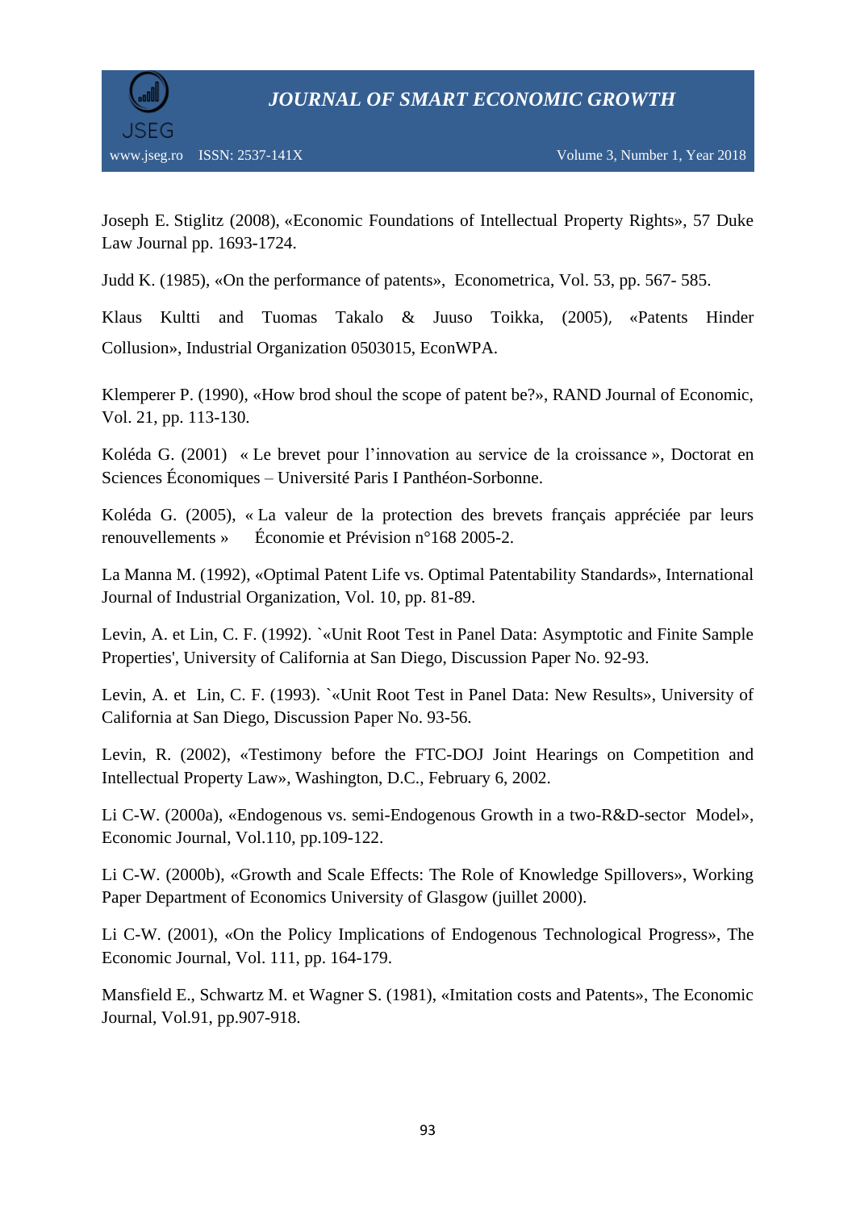Joseph E. Stiglitz (2008), «Economic Foundations of Intellectual Property Rights», 57 Duke Law Journal pp. 1693-1724.

Judd K. (1985), «On the performance of patents», Econometrica, Vol. 53, pp. 567- 585.

Klaus Kultti and Tuomas Takalo & Juuso Toikka, (2005), «Patents Hinder Collusion», Industrial Organization 0503015, EconWPA.

Klemperer P. (1990), «How brod shoul the scope of patent be?», RAND Journal of Economic, Vol. 21, pp. 113-130.

Koléda G. (2001) « Le brevet pour l'innovation au service de la croissance », Doctorat en Sciences Économiques – Université Paris I Panthéon-Sorbonne.

Koléda G. (2005), « La valeur de la protection des brevets français appréciée par leurs renouvellements » Économie et Prévision n°168 2005-2.

La Manna M. (1992), «Optimal Patent Life vs. Optimal Patentability Standards», International Journal of Industrial Organization, Vol. 10, pp. 81-89.

Levin, A. et Lin, C. F. (1992). `«Unit Root Test in Panel Data: Asymptotic and Finite Sample Properties', University of California at San Diego, Discussion Paper No. 92-93.

Levin, A. et Lin, C. F. (1993). `«Unit Root Test in Panel Data: New Results», University of California at San Diego, Discussion Paper No. 93-56.

Levin, R. (2002), «Testimony before the FTC-DOJ Joint Hearings on Competition and Intellectual Property Law», Washington, D.C., February 6, 2002.

Li C-W. (2000a), «Endogenous vs. semi-Endogenous Growth in a two-R&D-sector Model», Economic Journal, Vol.110, pp.109-122.

Li C-W. (2000b), «Growth and Scale Effects: The Role of Knowledge Spillovers», Working Paper Department of Economics University of Glasgow (juillet 2000).

Li C-W. (2001), «On the Policy Implications of Endogenous Technological Progress», The Economic Journal, Vol. 111, pp. 164-179.

Mansfield E., Schwartz M. et Wagner S. (1981), «Imitation costs and Patents», The Economic Journal, Vol.91, pp.907-918.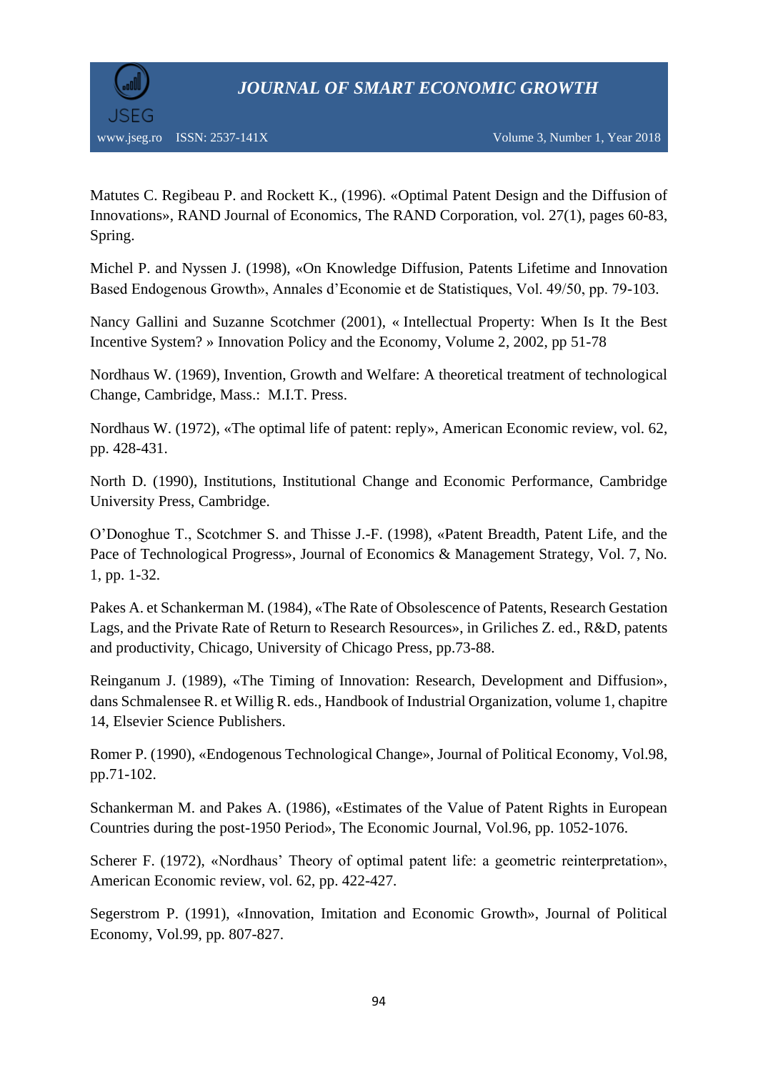Matutes C. Regibeau P. and Rockett K., (1996). «Optimal Patent Design and the Diffusion of Innovations», RAND Journal of Economics, The RAND Corporation, vol. 27(1), pages 60-83, Spring.

Michel P. and Nyssen J. (1998), «On Knowledge Diffusion, Patents Lifetime and Innovation Based Endogenous Growth», Annales d'Economie et de Statistiques, Vol. 49/50, pp. 79-103.

Nancy Gallini and Suzanne Scotchmer (2001), « Intellectual Property: When Is It the Best Incentive System? » Innovation Policy and the Economy, Volume 2, 2002, pp 51-78

Nordhaus W. (1969), Invention, Growth and Welfare: A theoretical treatment of technological Change, Cambridge, Mass.: M.I.T. Press.

Nordhaus W. (1972), «The optimal life of patent: reply», American Economic review, vol. 62, pp. 428-431.

North D. (1990), Institutions, Institutional Change and Economic Performance, Cambridge University Press, Cambridge.

O'Donoghue T., Scotchmer S. and Thisse J.-F. (1998), «Patent Breadth, Patent Life, and the Pace of Technological Progress», Journal of Economics & Management Strategy, Vol. 7, No. 1, pp. 1-32.

Pakes A. et Schankerman M. (1984), «The Rate of Obsolescence of Patents, Research Gestation Lags, and the Private Rate of Return to Research Resources», in Griliches Z. ed., R&D, patents and productivity, Chicago, University of Chicago Press, pp.73-88.

Reinganum J. (1989), «The Timing of Innovation: Research, Development and Diffusion», dans Schmalensee R. et Willig R. eds., Handbook of Industrial Organization, volume 1, chapitre 14, Elsevier Science Publishers.

Romer P. (1990), «Endogenous Technological Change», Journal of Political Economy, Vol.98, pp.71-102.

Schankerman M. and Pakes A. (1986), «Estimates of the Value of Patent Rights in European Countries during the post-1950 Period», The Economic Journal, Vol.96, pp. 1052-1076.

Scherer F. (1972), «Nordhaus' Theory of optimal patent life: a geometric reinterpretation», American Economic review, vol. 62, pp. 422-427.

Segerstrom P. (1991), «Innovation, Imitation and Economic Growth», Journal of Political Economy, Vol.99, pp. 807-827.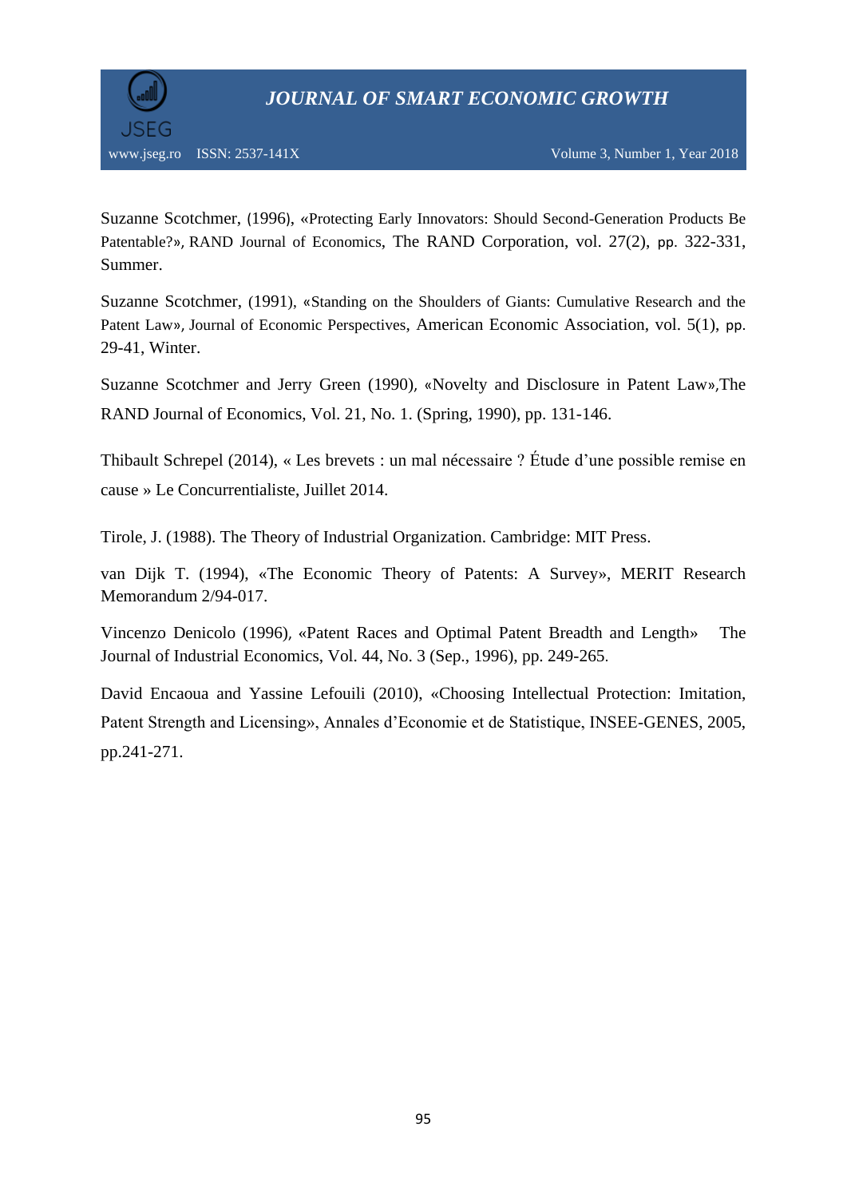Suzanne Scotchmer, (1996), «Protecting Early Innovators: Should Second-Generation Products Be Patentable?», RAND Journal of Economics, The RAND Corporation, vol. 27(2), pp. 322-331, Summer.

Suzanne Scotchmer, (1991), «Standing on the Shoulders of Giants: Cumulative Research and the Patent Law», Journal of Economic Perspectives, American Economic Association, vol. 5(1), pp. 29-41, Winter.

Suzanne Scotchmer and Jerry Green (1990), «Novelty and Disclosure in Patent Law»,The RAND Journal of Economics, Vol. 21, No. 1. (Spring, 1990), pp. 131-146.

Thibault Schrepel (2014), « Les brevets : un mal nécessaire ? Étude d'une possible remise en cause » Le Concurrentialiste, Juillet 2014.

Tirole, J. (1988). The Theory of Industrial Organization. Cambridge: MIT Press.

van Dijk T. (1994), «The Economic Theory of Patents: A Survey», MERIT Research Memorandum 2/94-017.

Vincenzo Denicolo (1996), «Patent Races and Optimal Patent Breadth and Length» The Journal of Industrial Economics, Vol. 44, No. 3 (Sep., 1996), pp. 249-265.

David Encaoua and Yassine Lefouili (2010), «Choosing Intellectual Protection: Imitation, Patent Strength and Licensing», Annales d'Economie et de Statistique, INSEE-GENES, 2005, pp.241-271.